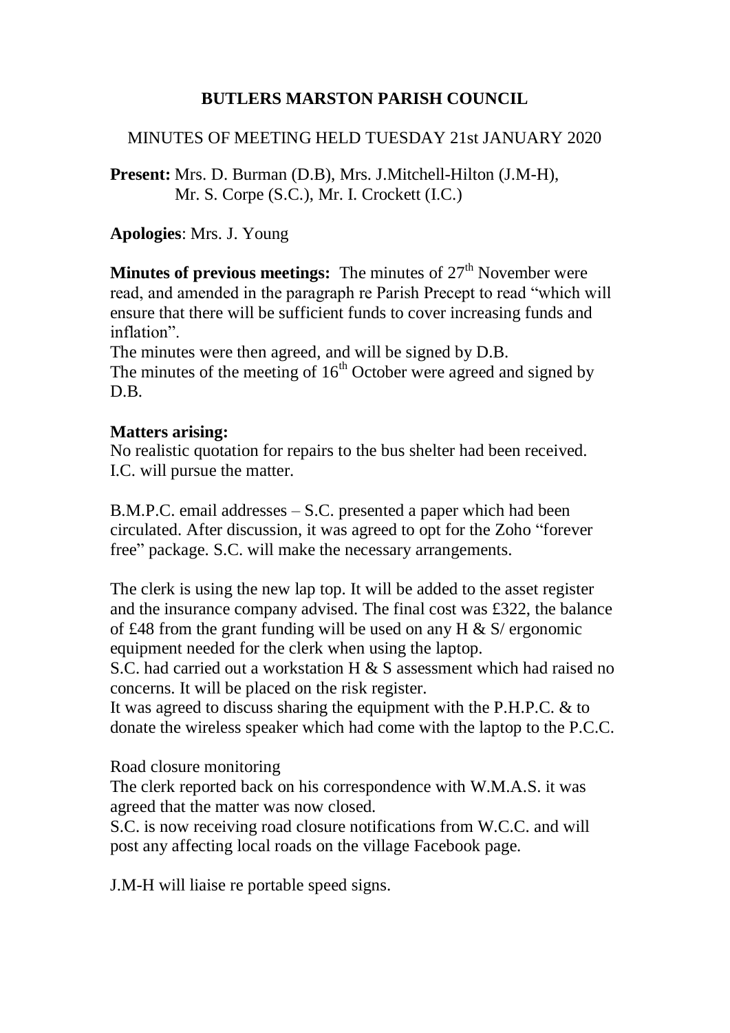# BUTLERS MARSTON PARISH COUNCIL

MINUTES OF MEETING HELD TUESDAY 21st JANUARY 2020

**Present:** Mrs. D. Burman (D.B), Mrs. J.Mitchell-Hilton (J.M-H), Mr. S. Corpe (S.C.), Mr. I. Crockett (I.C.)

**Apologies**: Mrs. J. Young

**Minutes of previous meetings:** The minutes of 27th November were read, and amended in the paragraph re Parish Precept to read "which will ensure that there will be sufficient funds to cover increasing funds and inflation".
The minutes were then agreed, and will be signed by D.B.
The minutes of the meeting of 16th October were agreed and signed by D.B.

**Matters arising:**
No realistic quotation for repairs to the bus shelter had been received. I.C. will pursue the matter.

B.M.P.C. email addresses – S.C. presented a paper which had been circulated. After discussion, it was agreed to opt for the Zoho "forever free" package. S.C. will make the necessary arrangements.

The clerk is using the new lap top. It will be added to the asset register and the insurance company advised. The final cost was £322, the balance of £48 from the grant funding will be used on any H & S/ ergonomic equipment needed for the clerk when using the laptop.
S.C. had carried out a workstation H & S assessment which had raised no concerns. It will be placed on the risk register.
It was agreed to discuss sharing the equipment with the P.H.P.C. & to donate the wireless speaker which had come with the laptop to the P.C.C.

Road closure monitoring
The clerk reported back on his correspondence with W.M.A.S. it was agreed that the matter was now closed.
S.C. is now receiving road closure notifications from W.C.C. and will post any affecting local roads on the village Facebook page.

J.M-H will liaise re portable speed signs.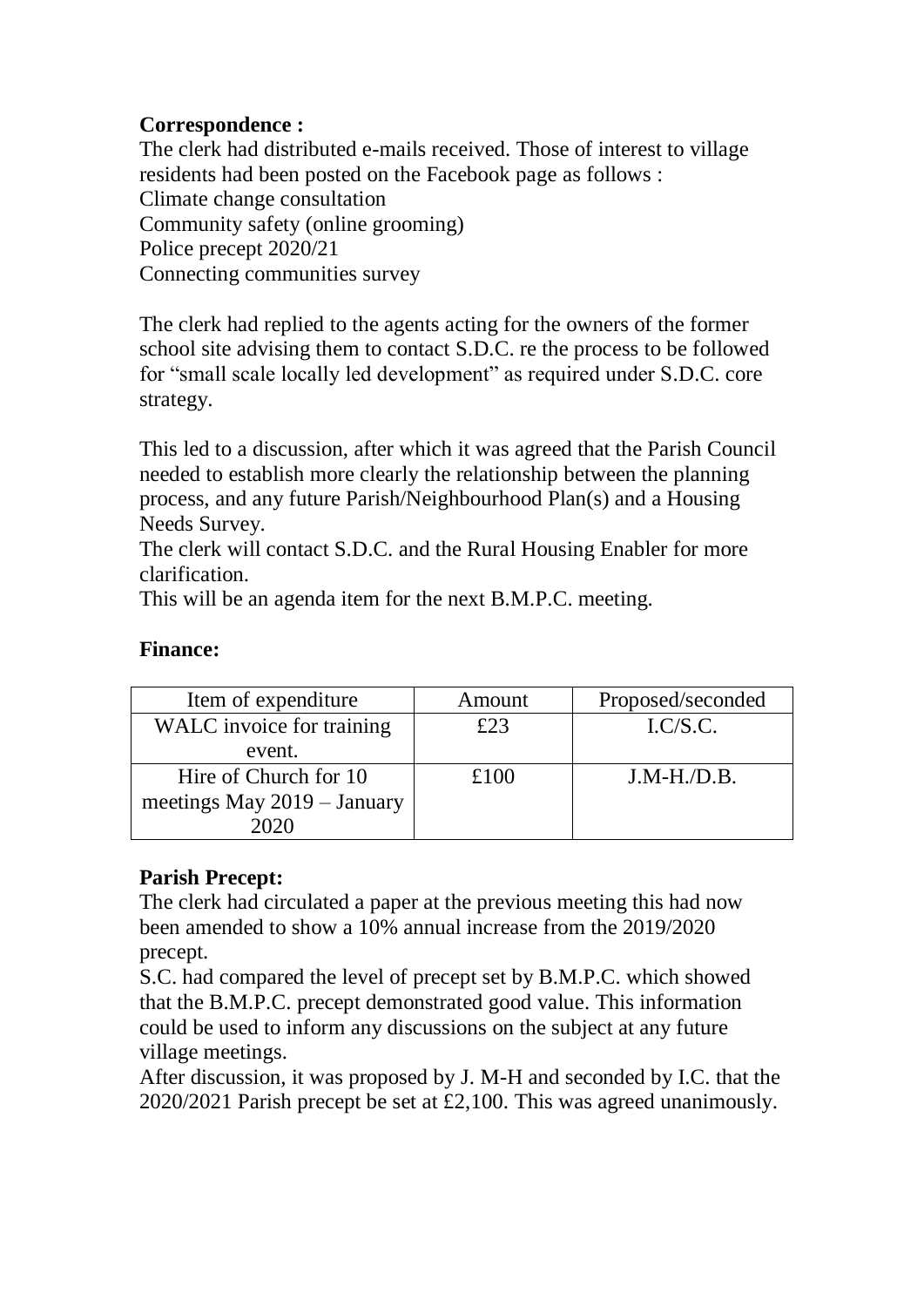**Correspondence :**

The clerk had distributed e-mails received. Those of interest to village residents had been posted on the Facebook page as follows :

Climate change consultation
Community safety (online grooming)
Police precept 2020/21
Connecting communities survey

The clerk had replied to the agents acting for the owners of the former school site advising them to contact S.D.C. re the process to be followed for "small scale locally led development" as required under S.D.C. core strategy.

This led to a discussion, after which it was agreed that the Parish Council needed to establish more clearly the relationship between the planning process, and any future Parish/Neighbourhood Plan(s) and a Housing Needs Survey.

The clerk will contact S.D.C. and the Rural Housing Enabler for more clarification.

This will be an agenda item for the next B.M.P.C. meeting.

**Finance:**

| Item of expenditure | Amount | Proposed/seconded |
|---|---|---|
| WALC invoice for training event. | £23 | I.C/S.C. |
| Hire of Church for 10 meetings May 2019 – January 2020 | £100 | J.M-H./D.B. |

**Parish Precept:**

The clerk had circulated a paper at the previous meeting this had now been amended to show a 10% annual increase from the 2019/2020 precept.

S.C. had compared the level of precept set by B.M.P.C. which showed that the B.M.P.C. precept demonstrated good value. This information could be used to inform any discussions on the subject at any future village meetings.

After discussion, it was proposed by J. M-H and seconded by I.C. that the 2020/2021 Parish precept be set at £2,100. This was agreed unanimously.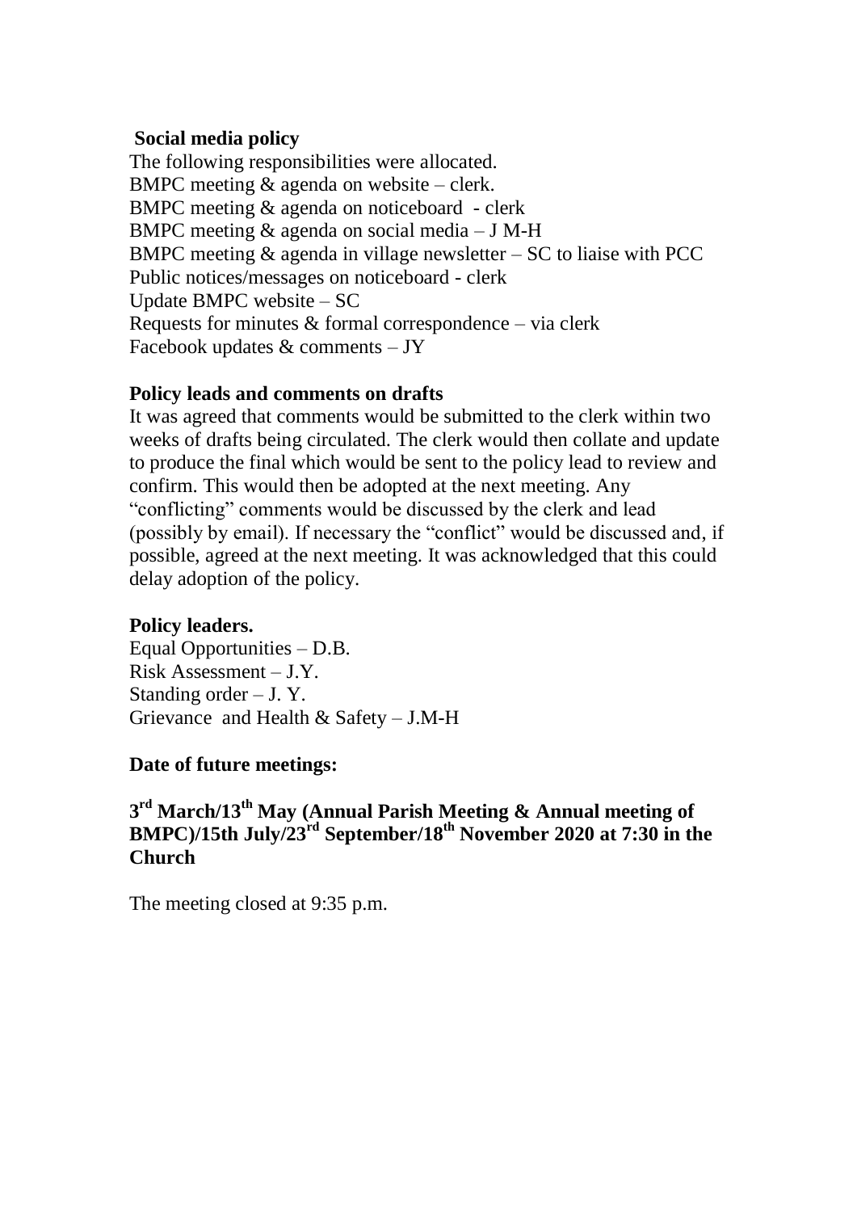**Social media policy**

The following responsibilities were allocated.
BMPC meeting & agenda on website – clerk.
BMPC meeting & agenda on noticeboard - clerk
BMPC meeting & agenda on social media – J M-H
BMPC meeting & agenda in village newsletter – SC to liaise with PCC
Public notices/messages on noticeboard - clerk
Update BMPC website – SC
Requests for minutes & formal correspondence – via clerk
Facebook updates & comments – JY

**Policy leads and comments on drafts**

It was agreed that comments would be submitted to the clerk within two weeks of drafts being circulated. The clerk would then collate and update to produce the final which would be sent to the policy lead to review and confirm. This would then be adopted at the next meeting. Any "conflicting" comments would be discussed by the clerk and lead (possibly by email). If necessary the "conflict" would be discussed and, if possible, agreed at the next meeting. It was acknowledged that this could delay adoption of the policy.

**Policy leaders.**

Equal Opportunities – D.B.
Risk Assessment – J.Y.
Standing order – J. Y.
Grievance and Health & Safety – J.M-H

**Date of future meetings:**

**3rd March/13th May (Annual Parish Meeting & Annual meeting of BMPC)/15th July/23rd September/18th November 2020 at 7:30 in the Church**

The meeting closed at 9:35 p.m.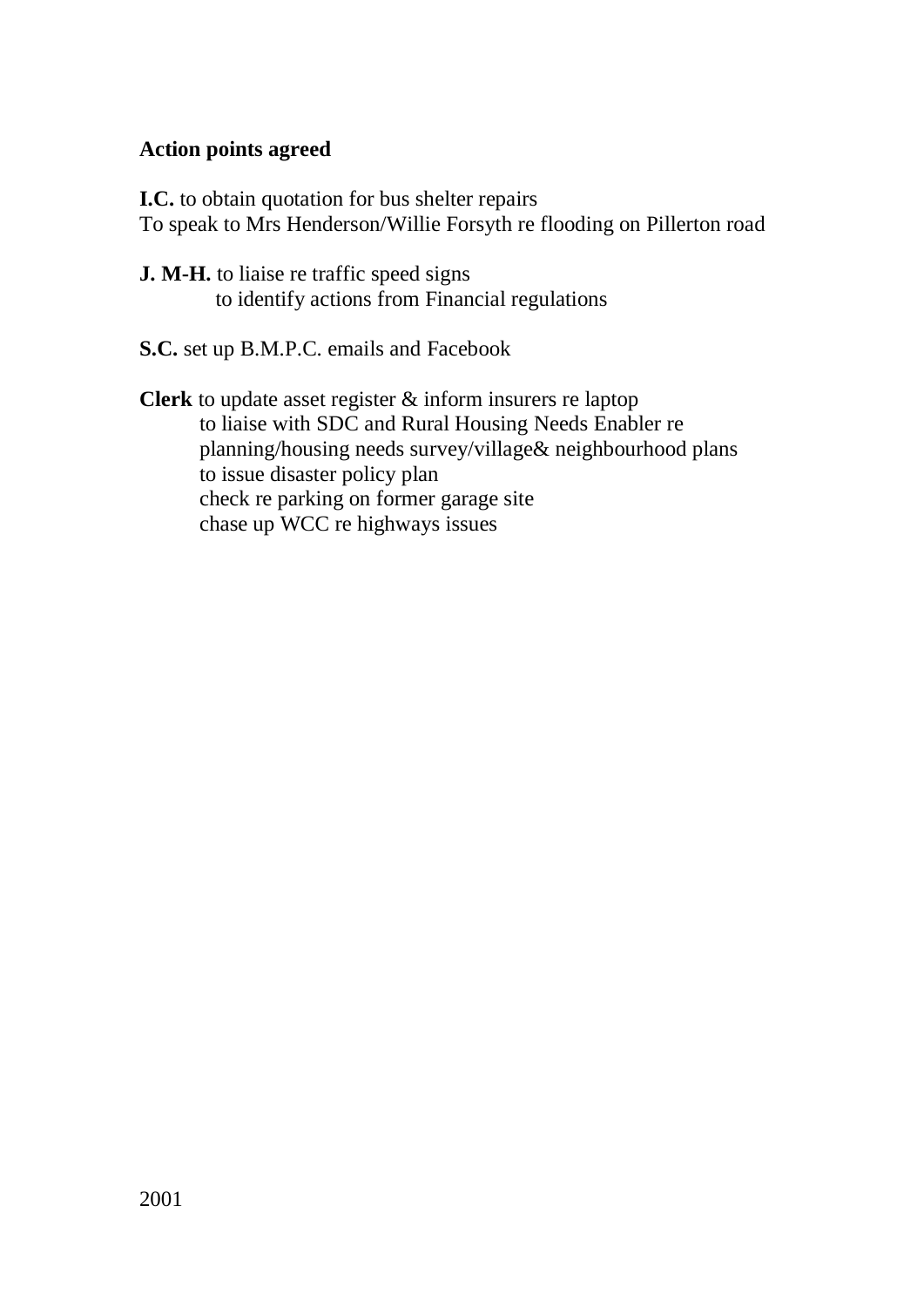**Action points agreed**

**I.C.** to obtain quotation for bus shelter repairs
To speak to Mrs Henderson/Willie Forsyth re flooding on Pillerton road

**J. M-H.** to liaise re traffic speed signs
to identify actions from Financial regulations

**S.C.** set up B.M.P.C. emails and Facebook

**Clerk** to update asset register & inform insurers re laptop
to liaise with SDC and Rural Housing Needs Enabler re planning/housing needs survey/village& neighbourhood plans
to issue disaster policy plan
check re parking on former garage site
chase up WCC re highways issues